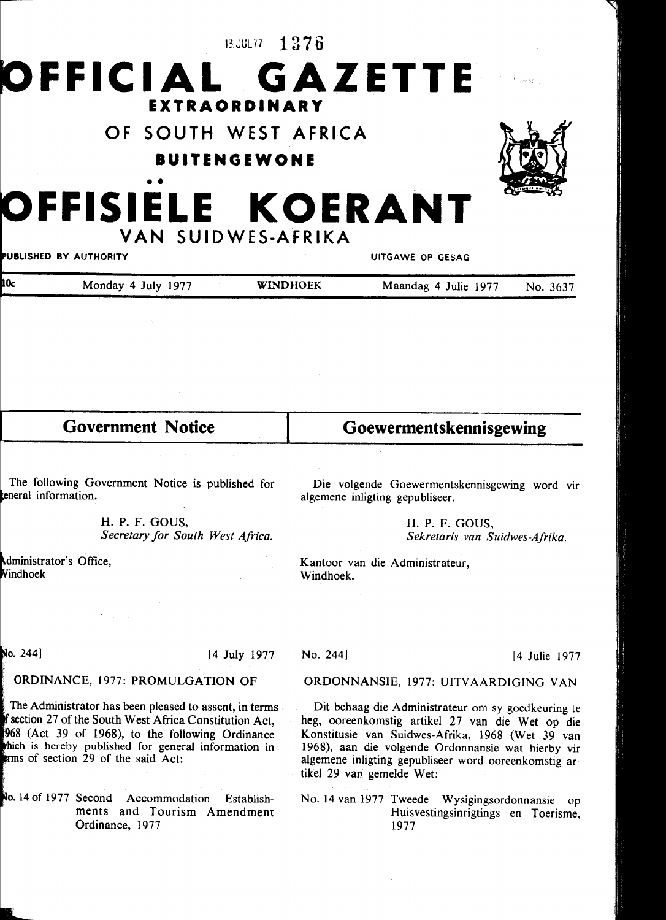13.JUL77 1376

# OFFICIAL GAZETTE

## EXTRAORDINARY

## OF SOUTH WEST AFRICA

## BUITENGEWONE

# OFFISIËLE KOERANT

## VAN SUIDWES-AFRIKA

PUBLISHED BY AUTHORITY — UITGAWE OP GESAG

10c — Monday 4 July 1977 — WINDHOEK — Maandag 4 Julie 1977 — No. 3637

## Government Notice

The following Government Notice is published for general information.

H. P. F. GOUS,
*Secretary for South West Africa.*

Administrator's Office,
Windhoek

No. 244] [4 July 1977

ORDINANCE, 1977: PROMULGATION OF

The Administrator has been pleased to assent, in terms of section 27 of the South West Africa Constitution Act, 1968 (Act 39 of 1968), to the following Ordinance which is hereby published for general information in terms of section 29 of the said Act:

No. 14 of 1977 Second Accommodation Establishments and Tourism Amendment Ordinance, 1977

## Goewermentskennisgewing

Die volgende Goewermentskennisgewing word vir algemene inligting gepubliseer.

H. P. F. GOUS,
*Sekretaris van Suidwes-Afrika.*

Kantoor van die Administrateur,
Windhoek.

No. 244] [4 Julie 1977

ORDONNANSIE, 1977: UITVAARDIGING VAN

Dit behaag die Administrateur om sy goedkeuring te heg, ooreenkomstig artikel 27 van die Wet op die Konstitusie van Suidwes-Afrika, 1968 (Wet 39 van 1968), aan die volgende Ordonnansie wat hierby vir algemene inligting gepubliseer word ooreenkomstig artikel 29 van gemelde Wet:

No. 14 van 1977 Tweede Wysigingsordonnansie op Huisvestingsinrigtings en Toerisme, 1977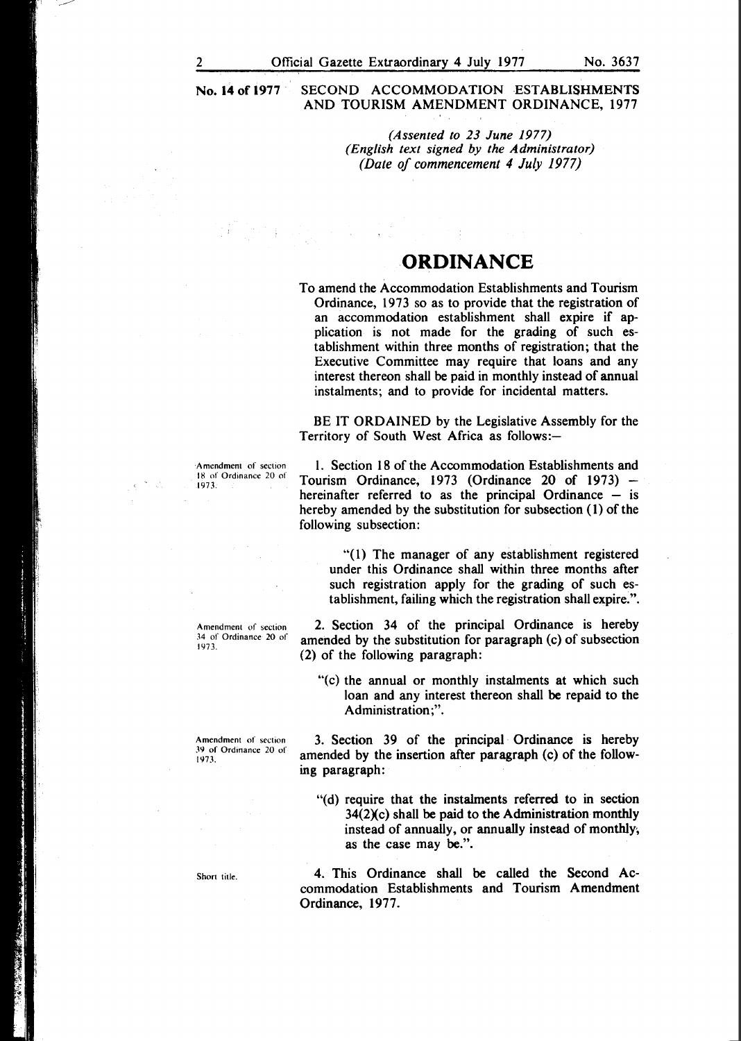**No. 14 of 1977** SECOND ACCOMMODATION ESTABLISHMENTS AND TOURISM AMENDMENT ORDINANCE, 1977

*(Assented to 23 June 1977)*
*(English text signed by the Administrator)*
*(Date of commencement 4 July 1977)*

# ORDINANCE

To amend the Accommodation Establishments and Tourism Ordinance, 1973 so as to provide that the registration of an accommodation establishment shall expire if application is not made for the grading of such establishment within three months of registration; that the Executive Committee may require that loans and any interest thereon shall be paid in monthly instead of annual instalments; and to provide for incidental matters.

BE IT ORDAINED by the Legislative Assembly for the Territory of South West Africa as follows:—

Amendment of section 18 of Ordinance 20 of 1973.

1. Section 18 of the Accommodation Establishments and Tourism Ordinance, 1973 (Ordinance 20 of 1973) — hereinafter referred to as the principal Ordinance — is hereby amended by the substitution for subsection (1) of the following subsection:

> "(1) The manager of any establishment registered under this Ordinance shall within three months after such registration apply for the grading of such establishment, failing which the registration shall expire.".

Amendment of section 34 of Ordinance 20 of 1973.

2. Section 34 of the principal Ordinance is hereby amended by the substitution for paragraph (c) of subsection (2) of the following paragraph:

> "(c) the annual or monthly instalments at which such loan and any interest thereon shall be repaid to the Administration;".

Amendment of section 39 of Ordinance 20 of 1973.

3. Section 39 of the principal Ordinance is hereby amended by the insertion after paragraph (c) of the following paragraph:

> "(d) require that the instalments referred to in section 34(2)(c) shall be paid to the Administration monthly instead of annually, or annually instead of monthly, as the case may be.".

Short title.

4. This Ordinance shall be called the Second Accommodation Establishments and Tourism Amendment Ordinance, 1977.